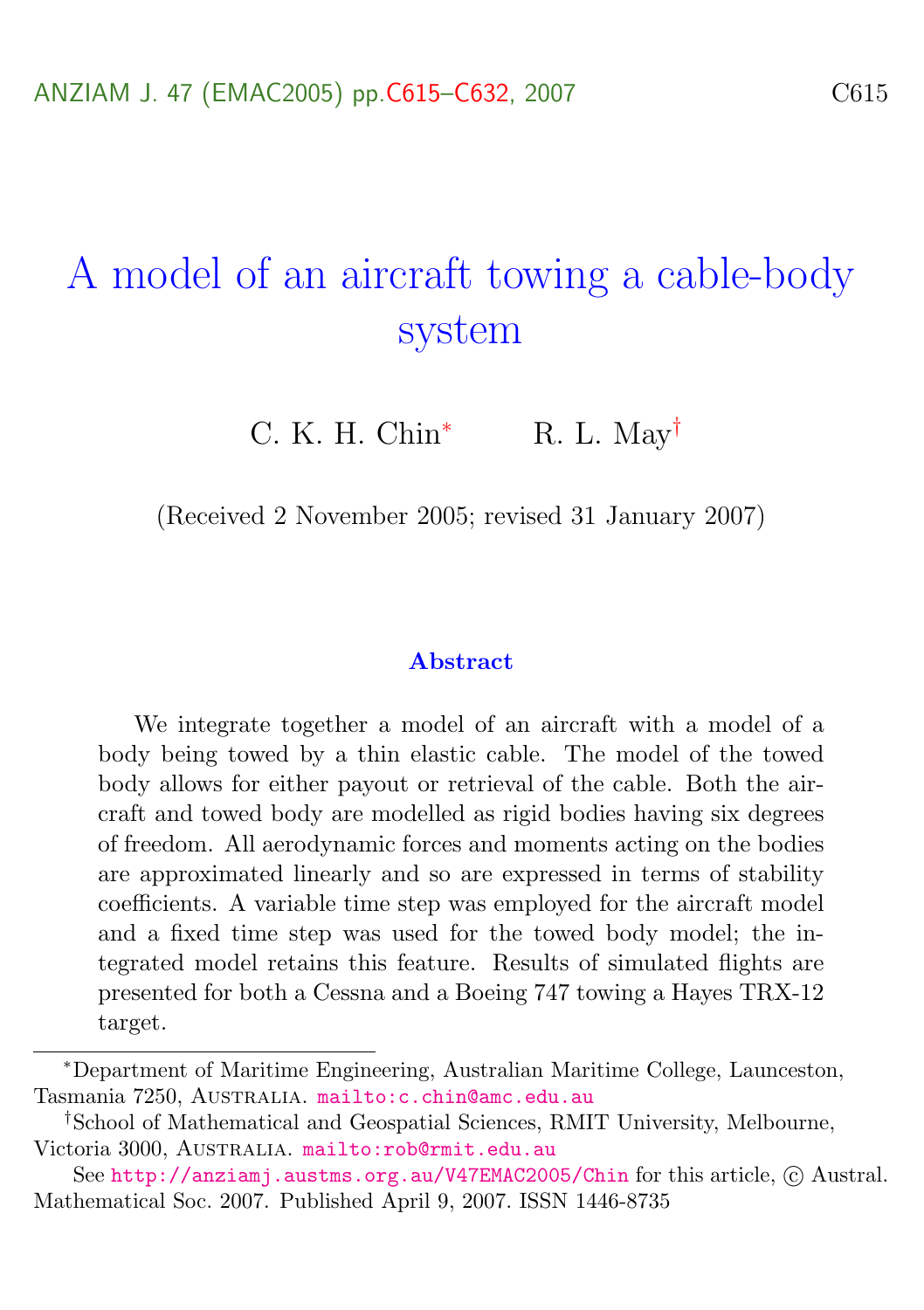# A model of an aircraft towing a cable-body system

C. K. H. Chin[*] R. L. May[†]

(Received 2 November 2005; revised 31 January 2007)

### Abstract

We integrate together a model of an aircraft with a model of a body being towed by a thin elastic cable. The model of the towed body allows for either payout or retrieval of the cable. Both the aircraft and towed body are modelled as rigid bodies having six degrees of freedom. All aerodynamic forces and moments acting on the bodies are approximated linearly and so are expressed in terms of stability coefficients. A variable time step was employed for the aircraft model and a fixed time step was used for the towed body model; the integrated model retains this feature. Results of simulated flights are presented for both a Cessna and a Boeing 747 towing a Hayes TRX-12 target.

---

[*] Department of Maritime Engineering, Australian Maritime College, Launceston, Tasmania 7250, Australia. mailto:c.chin@amc.edu.au

[†] School of Mathematical and Geospatial Sciences, RMIT University, Melbourne, Victoria 3000, Australia. mailto:rob@rmit.edu.au

See http://anziamj.austms.org.au/V47EMAC2005/Chin for this article, © Austral. Mathematical Soc. 2007. Published April 9, 2007. ISSN 1446-8735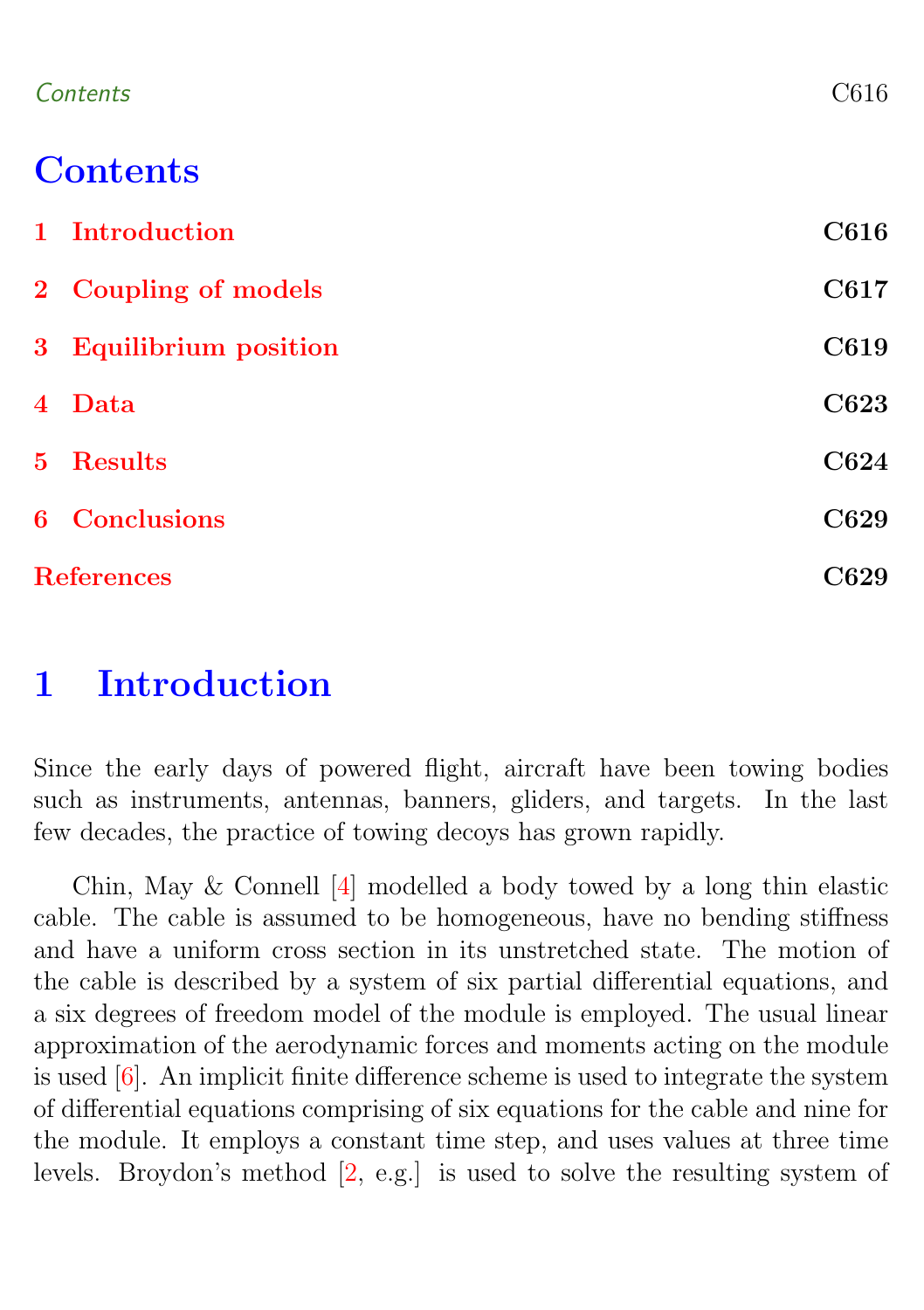# Contents

1 Introduction C616

2 Coupling of models C617

3 Equilibrium position C619

4 Data C623

5 Results C624

6 Conclusions C629

References C629

# 1 Introduction

Since the early days of powered flight, aircraft have been towing bodies such as instruments, antennas, banners, gliders, and targets. In the last few decades, the practice of towing decoys has grown rapidly.

Chin, May & Connell [4] modelled a body towed by a long thin elastic cable. The cable is assumed to be homogeneous, have no bending stiffness and have a uniform cross section in its unstretched state. The motion of the cable is described by a system of six partial differential equations, and a six degrees of freedom model of the module is employed. The usual linear approximation of the aerodynamic forces and moments acting on the module is used [6]. An implicit finite difference scheme is used to integrate the system of differential equations comprising of six equations for the cable and nine for the module. It employs a constant time step, and uses values at three time levels. Broydon's method [2, e.g.] is used to solve the resulting system of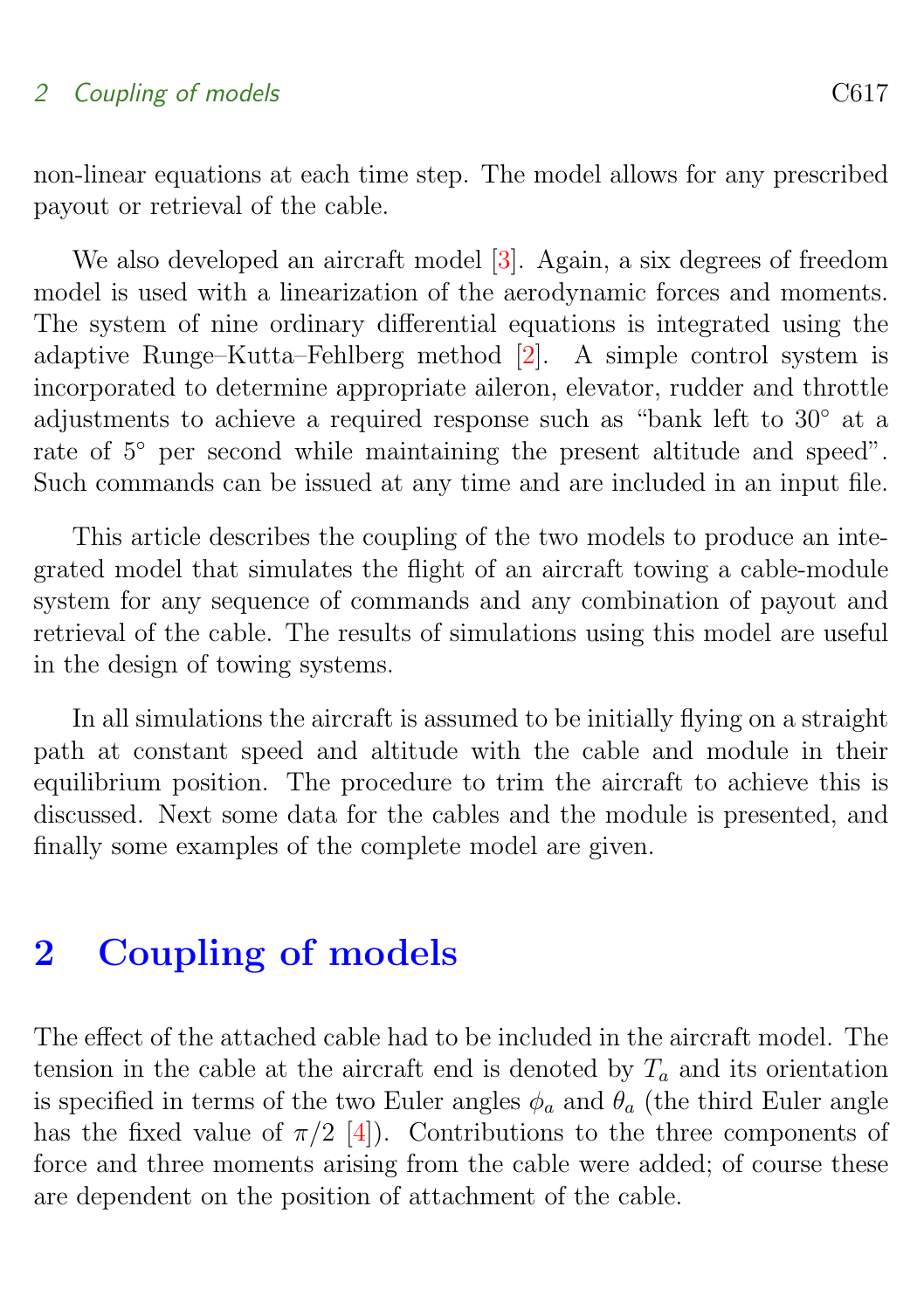non-linear equations at each time step. The model allows for any prescribed payout or retrieval of the cable.

We also developed an aircraft model [3]. Again, a six degrees of freedom model is used with a linearization of the aerodynamic forces and moments. The system of nine ordinary differential equations is integrated using the adaptive Runge–Kutta–Fehlberg method [2]. A simple control system is incorporated to determine appropriate aileron, elevator, rudder and throttle adjustments to achieve a required response such as "bank left to 30° at a rate of 5° per second while maintaining the present altitude and speed". Such commands can be issued at any time and are included in an input file.

This article describes the coupling of the two models to produce an integrated model that simulates the flight of an aircraft towing a cable-module system for any sequence of commands and any combination of payout and retrieval of the cable. The results of simulations using this model are useful in the design of towing systems.

In all simulations the aircraft is assumed to be initially flying on a straight path at constant speed and altitude with the cable and module in their equilibrium position. The procedure to trim the aircraft to achieve this is discussed. Next some data for the cables and the module is presented, and finally some examples of the complete model are given.

# 2 Coupling of models

The effect of the attached cable had to be included in the aircraft model. The tension in the cable at the aircraft end is denoted by $T_a$ and its orientation is specified in terms of the two Euler angles $\phi_a$ and $\theta_a$ (the third Euler angle has the fixed value of $\pi/2$ [4]). Contributions to the three components of force and three moments arising from the cable were added; of course these are dependent on the position of attachment of the cable.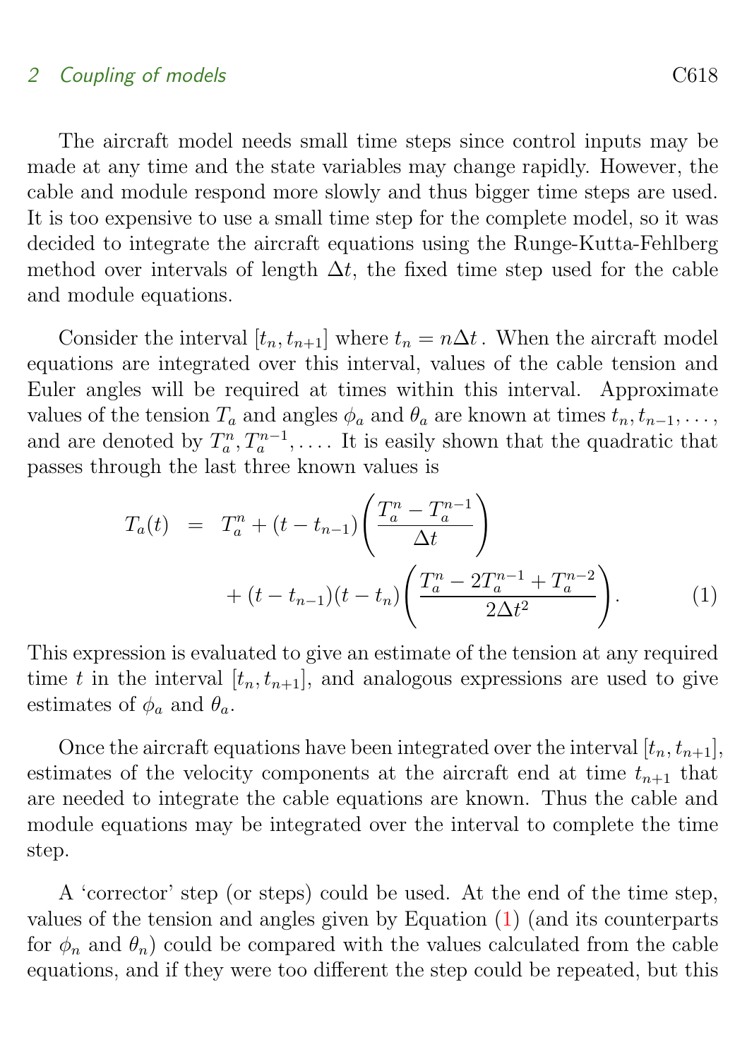The aircraft model needs small time steps since control inputs may be made at any time and the state variables may change rapidly. However, the cable and module respond more slowly and thus bigger time steps are used. It is too expensive to use a small time step for the complete model, so it was decided to integrate the aircraft equations using the Runge-Kutta-Fehlberg method over intervals of length $\Delta t$, the fixed time step used for the cable and module equations.

Consider the interval $[t_n, t_{n+1}]$ where $t_n = n\Delta t$. When the aircraft model equations are integrated over this interval, values of the cable tension and Euler angles will be required at times within this interval. Approximate values of the tension $T_a$ and angles $\phi_a$ and $\theta_a$ are known at times $t_n, t_{n-1}, \ldots,$ and are denoted by $T_a^n, T_a^{n-1}, \ldots$. It is easily shown that the quadratic that passes through the last three known values is

$$
\begin{aligned}
T_a(t) \;=\; & T_a^n + (t - t_{n-1})\left(\frac{T_a^n - T_a^{n-1}}{\Delta t}\right) \\
& + (t - t_{n-1})(t - t_n)\left(\frac{T_a^n - 2T_a^{n-1} + T_a^{n-2}}{2\Delta t^2}\right). \qquad (1)
\end{aligned}
$$

This expression is evaluated to give an estimate of the tension at any required time $t$ in the interval $[t_n, t_{n+1}]$, and analogous expressions are used to give estimates of $\phi_a$ and $\theta_a$.

Once the aircraft equations have been integrated over the interval $[t_n, t_{n+1}]$, estimates of the velocity components at the aircraft end at time $t_{n+1}$ that are needed to integrate the cable equations are known. Thus the cable and module equations may be integrated over the interval to complete the time step.

A 'corrector' step (or steps) could be used. At the end of the time step, values of the tension and angles given by Equation (1) (and its counterparts for $\phi_n$ and $\theta_n$) could be compared with the values calculated from the cable equations, and if they were too different the step could be repeated, but this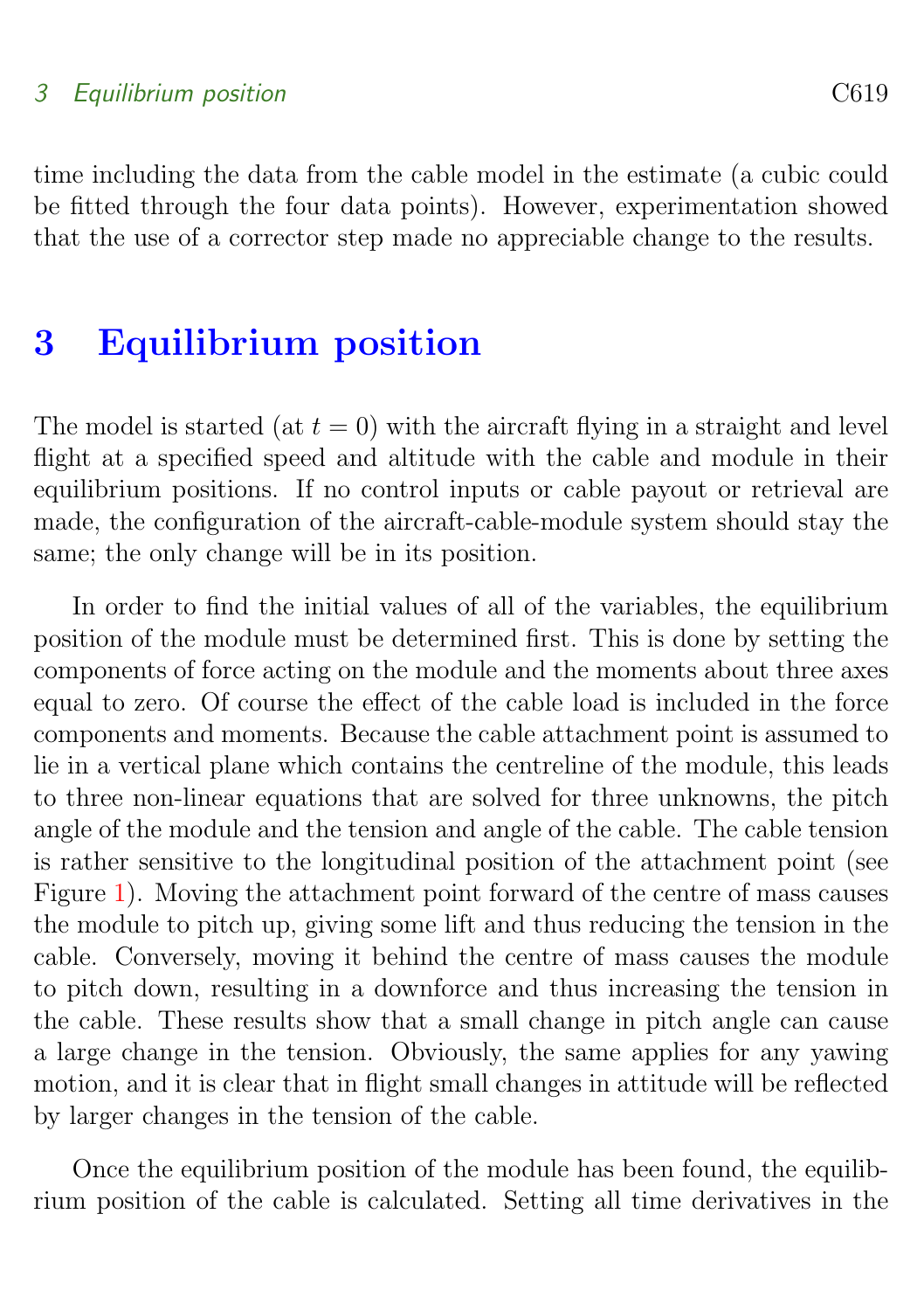time including the data from the cable model in the estimate (a cubic could be fitted through the four data points). However, experimentation showed that the use of a corrector step made no appreciable change to the results.

# 3 Equilibrium position

The model is started (at $t = 0$) with the aircraft flying in a straight and level flight at a specified speed and altitude with the cable and module in their equilibrium positions. If no control inputs or cable payout or retrieval are made, the configuration of the aircraft-cable-module system should stay the same; the only change will be in its position.

In order to find the initial values of all of the variables, the equilibrium position of the module must be determined first. This is done by setting the components of force acting on the module and the moments about three axes equal to zero. Of course the effect of the cable load is included in the force components and moments. Because the cable attachment point is assumed to lie in a vertical plane which contains the centreline of the module, this leads to three non-linear equations that are solved for three unknowns, the pitch angle of the module and the tension and angle of the cable. The cable tension is rather sensitive to the longitudinal position of the attachment point (see Figure 1). Moving the attachment point forward of the centre of mass causes the module to pitch up, giving some lift and thus reducing the tension in the cable. Conversely, moving it behind the centre of mass causes the module to pitch down, resulting in a downforce and thus increasing the tension in the cable. These results show that a small change in pitch angle can cause a large change in the tension. Obviously, the same applies for any yawing motion, and it is clear that in flight small changes in attitude will be reflected by larger changes in the tension of the cable.

Once the equilibrium position of the module has been found, the equilibrium position of the cable is calculated. Setting all time derivatives in the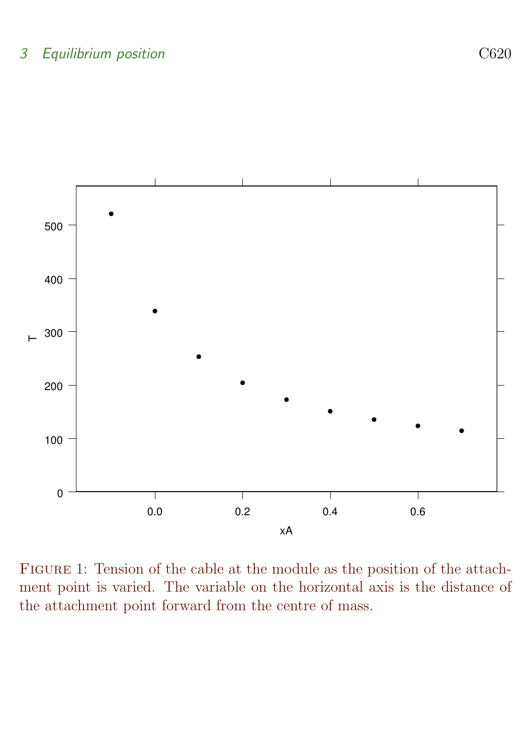FIGURE 1: Tension of the cable at the module as the position of the attachment point is varied. The variable on the horizontal axis is the distance of the attachment point forward from the centre of mass.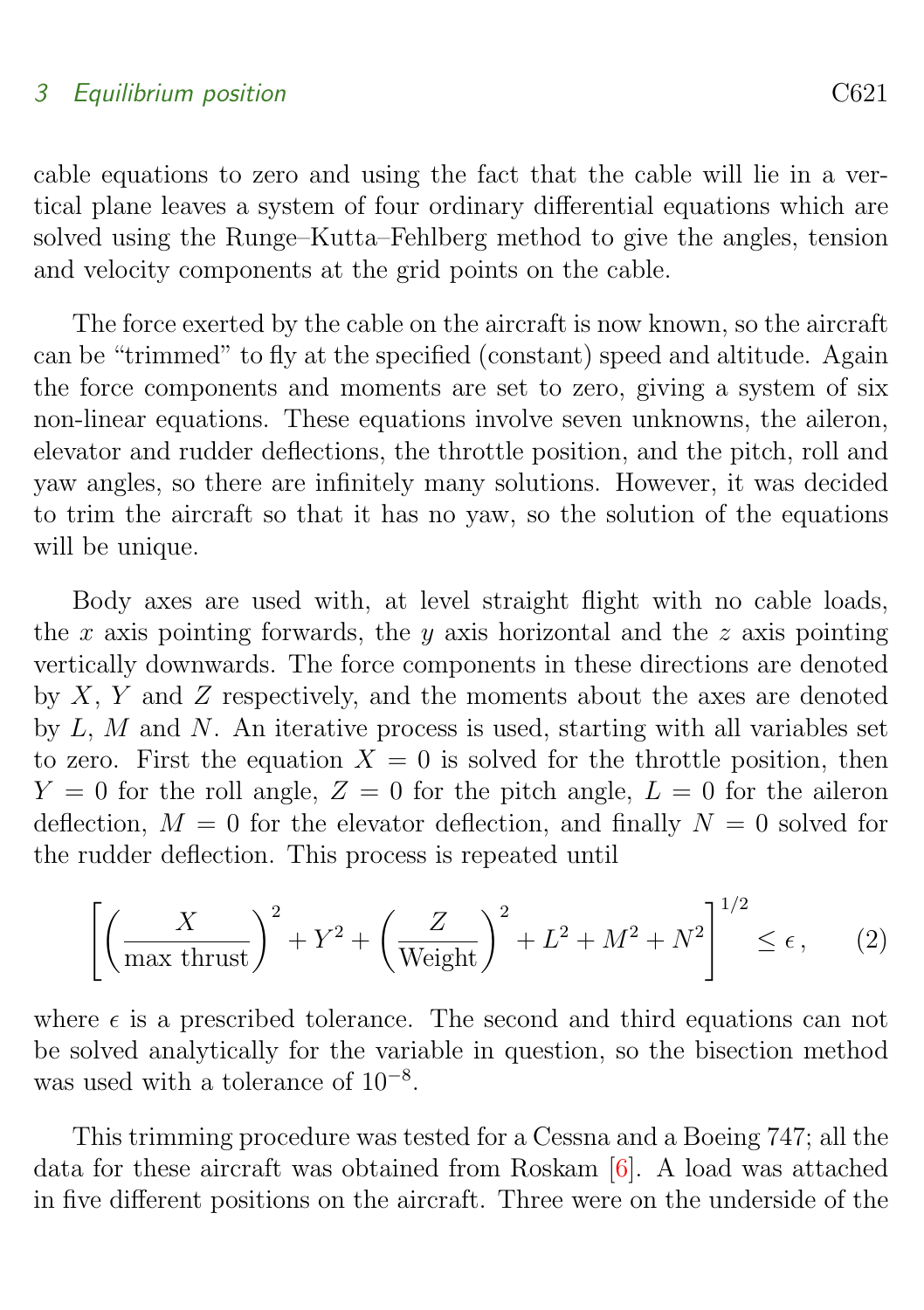cable equations to zero and using the fact that the cable will lie in a vertical plane leaves a system of four ordinary differential equations which are solved using the Runge–Kutta–Fehlberg method to give the angles, tension and velocity components at the grid points on the cable.

The force exerted by the cable on the aircraft is now known, so the aircraft can be "trimmed" to fly at the specified (constant) speed and altitude. Again the force components and moments are set to zero, giving a system of six non-linear equations. These equations involve seven unknowns, the aileron, elevator and rudder deflections, the throttle position, and the pitch, roll and yaw angles, so there are infinitely many solutions. However, it was decided to trim the aircraft so that it has no yaw, so the solution of the equations will be unique.

Body axes are used with, at level straight flight with no cable loads, the $x$ axis pointing forwards, the $y$ axis horizontal and the $z$ axis pointing vertically downwards. The force components in these directions are denoted by $X$, $Y$ and $Z$ respectively, and the moments about the axes are denoted by $L$, $M$ and $N$. An iterative process is used, starting with all variables set to zero. First the equation $X = 0$ is solved for the throttle position, then $Y = 0$ for the roll angle, $Z = 0$ for the pitch angle, $L = 0$ for the aileron deflection, $M = 0$ for the elevator deflection, and finally $N = 0$ solved for the rudder deflection. This process is repeated until

$$\left[\left(\frac{X}{\text{max thrust}}\right)^2 + Y^2 + \left(\frac{Z}{\text{Weight}}\right)^2 + L^2 + M^2 + N^2\right]^{1/2} \leq \epsilon\,, \qquad (2)$$

where $\epsilon$ is a prescribed tolerance. The second and third equations can not be solved analytically for the variable in question, so the bisection method was used with a tolerance of $10^{-8}$.

This trimming procedure was tested for a Cessna and a Boeing 747; all the data for these aircraft was obtained from Roskam [6]. A load was attached in five different positions on the aircraft. Three were on the underside of the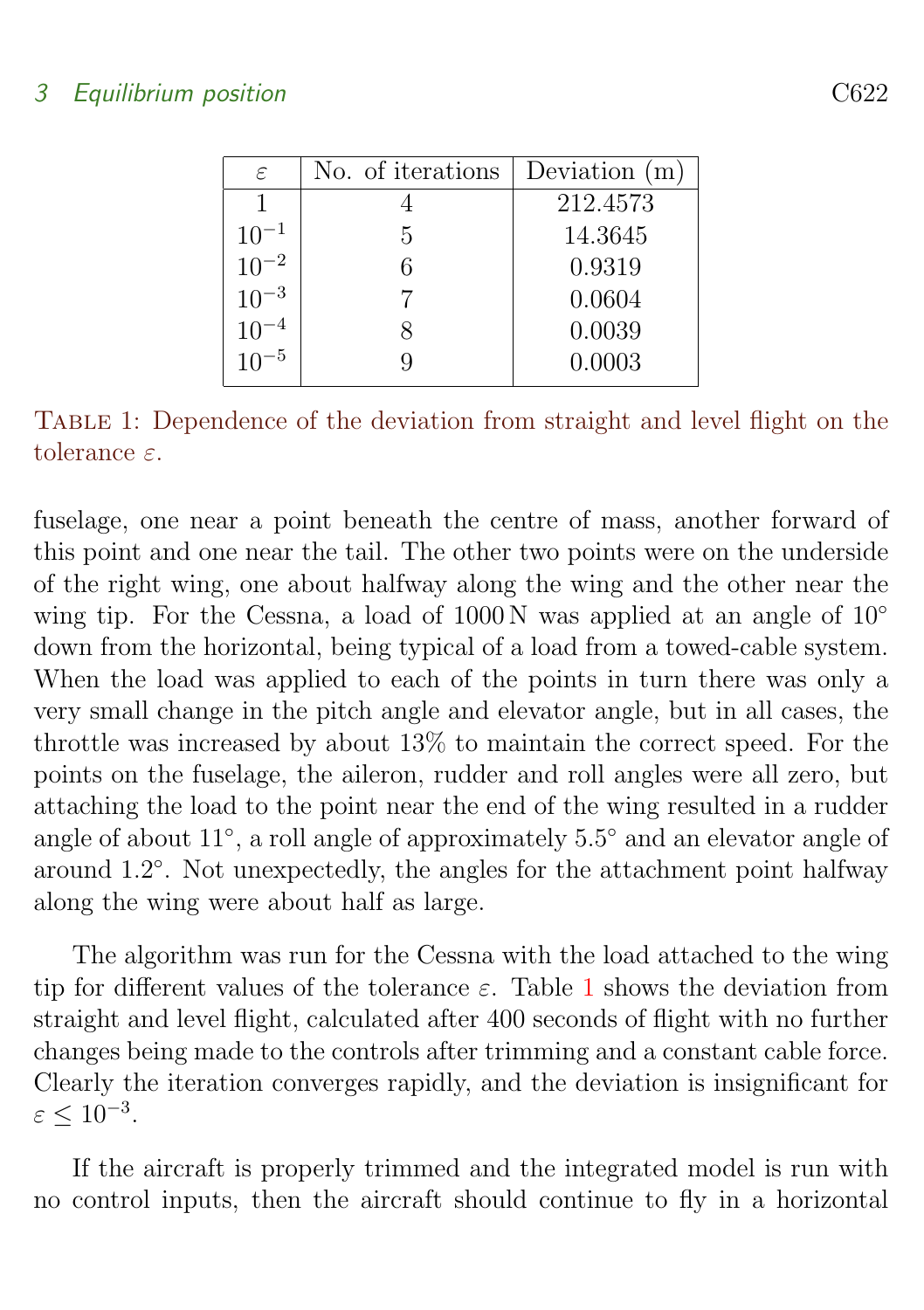| $\varepsilon$ | No. of iterations | Deviation (m) |
|---|---|---|
| 1 | 4 | 212.4573 |
| $10^{-1}$ | 5 | 14.3645 |
| $10^{-2}$ | 6 | 0.9319 |
| $10^{-3}$ | 7 | 0.0604 |
| $10^{-4}$ | 8 | 0.0039 |
| $10^{-5}$ | 9 | 0.0003 |

Table 1: Dependence of the deviation from straight and level flight on the tolerance $\varepsilon$.

fuselage, one near a point beneath the centre of mass, another forward of this point and one near the tail. The other two points were on the underside of the right wing, one about halfway along the wing and the other near the wing tip. For the Cessna, a load of 1000 N was applied at an angle of 10° down from the horizontal, being typical of a load from a towed-cable system. When the load was applied to each of the points in turn there was only a very small change in the pitch angle and elevator angle, but in all cases, the throttle was increased by about 13% to maintain the correct speed. For the points on the fuselage, the aileron, rudder and roll angles were all zero, but attaching the load to the point near the end of the wing resulted in a rudder angle of about 11°, a roll angle of approximately 5.5° and an elevator angle of around 1.2°. Not unexpectedly, the angles for the attachment point halfway along the wing were about half as large.

The algorithm was run for the Cessna with the load attached to the wing tip for different values of the tolerance $\varepsilon$. Table 1 shows the deviation from straight and level flight, calculated after 400 seconds of flight with no further changes being made to the controls after trimming and a constant cable force. Clearly the iteration converges rapidly, and the deviation is insignificant for $\varepsilon \leq 10^{-3}$.

If the aircraft is properly trimmed and the integrated model is run with no control inputs, then the aircraft should continue to fly in a horizontal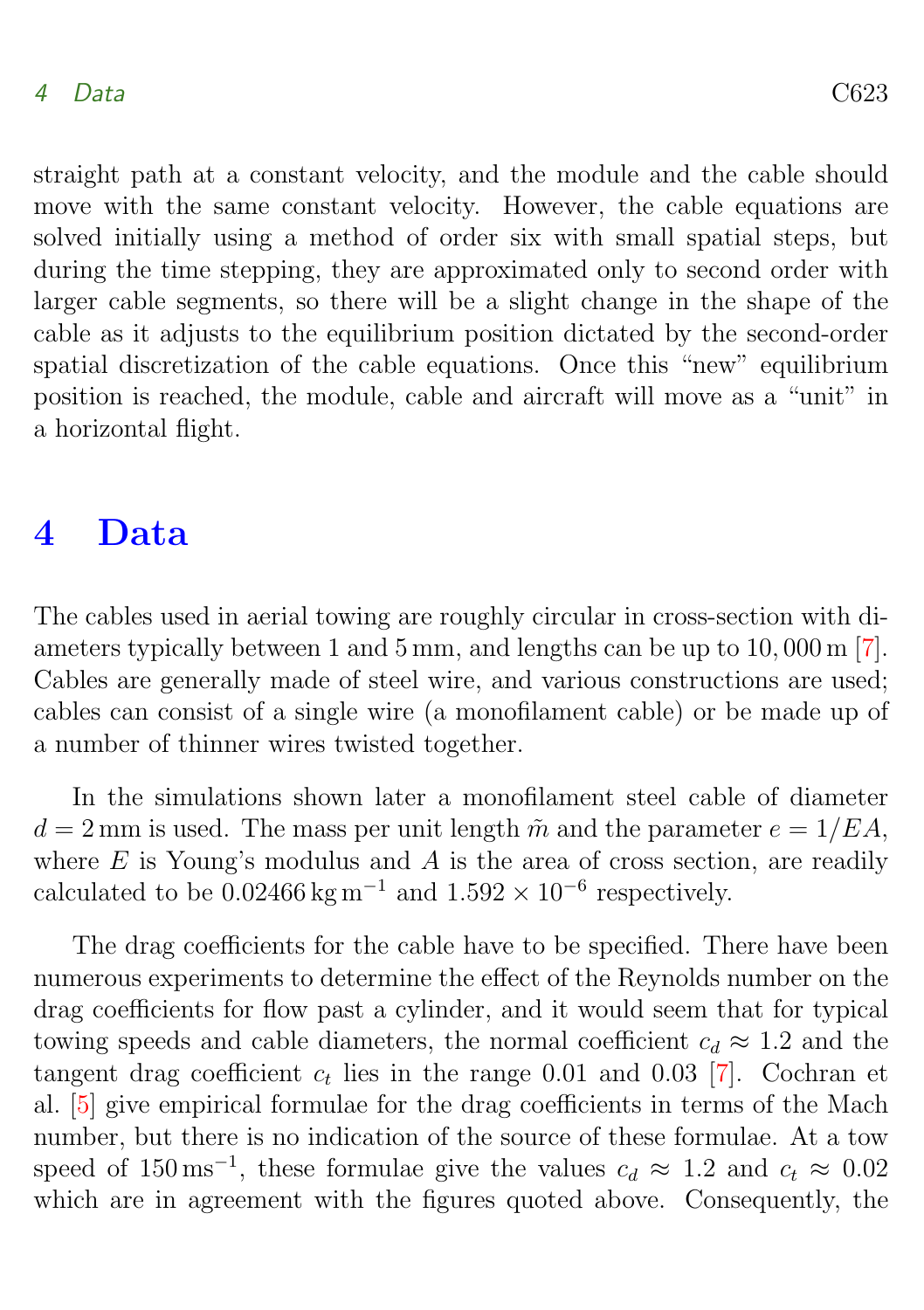straight path at a constant velocity, and the module and the cable should move with the same constant velocity. However, the cable equations are solved initially using a method of order six with small spatial steps, but during the time stepping, they are approximated only to second order with larger cable segments, so there will be a slight change in the shape of the cable as it adjusts to the equilibrium position dictated by the second-order spatial discretization of the cable equations. Once this "new" equilibrium position is reached, the module, cable and aircraft will move as a "unit" in a horizontal flight.

# 4 Data

The cables used in aerial towing are roughly circular in cross-section with diameters typically between 1 and 5 mm, and lengths can be up to 10,000 m [7]. Cables are generally made of steel wire, and various constructions are used; cables can consist of a single wire (a monofilament cable) or be made up of a number of thinner wires twisted together.

In the simulations shown later a monofilament steel cable of diameter $d = 2\,\mathrm{mm}$ is used. The mass per unit length $\tilde{m}$ and the parameter $e = 1/EA$, where $E$ is Young's modulus and $A$ is the area of cross section, are readily calculated to be $0.02466\,\mathrm{kg\,m^{-1}}$ and $1.592 \times 10^{-6}$ respectively.

The drag coefficients for the cable have to be specified. There have been numerous experiments to determine the effect of the Reynolds number on the drag coefficients for flow past a cylinder, and it would seem that for typical towing speeds and cable diameters, the normal coefficient $c_d \approx 1.2$ and the tangent drag coefficient $c_t$ lies in the range 0.01 and 0.03 [7]. Cochran et al. [5] give empirical formulae for the drag coefficients in terms of the Mach number, but there is no indication of the source of these formulae. At a tow speed of $150\,\mathrm{ms^{-1}}$, these formulae give the values $c_d \approx 1.2$ and $c_t \approx 0.02$ which are in agreement with the figures quoted above. Consequently, the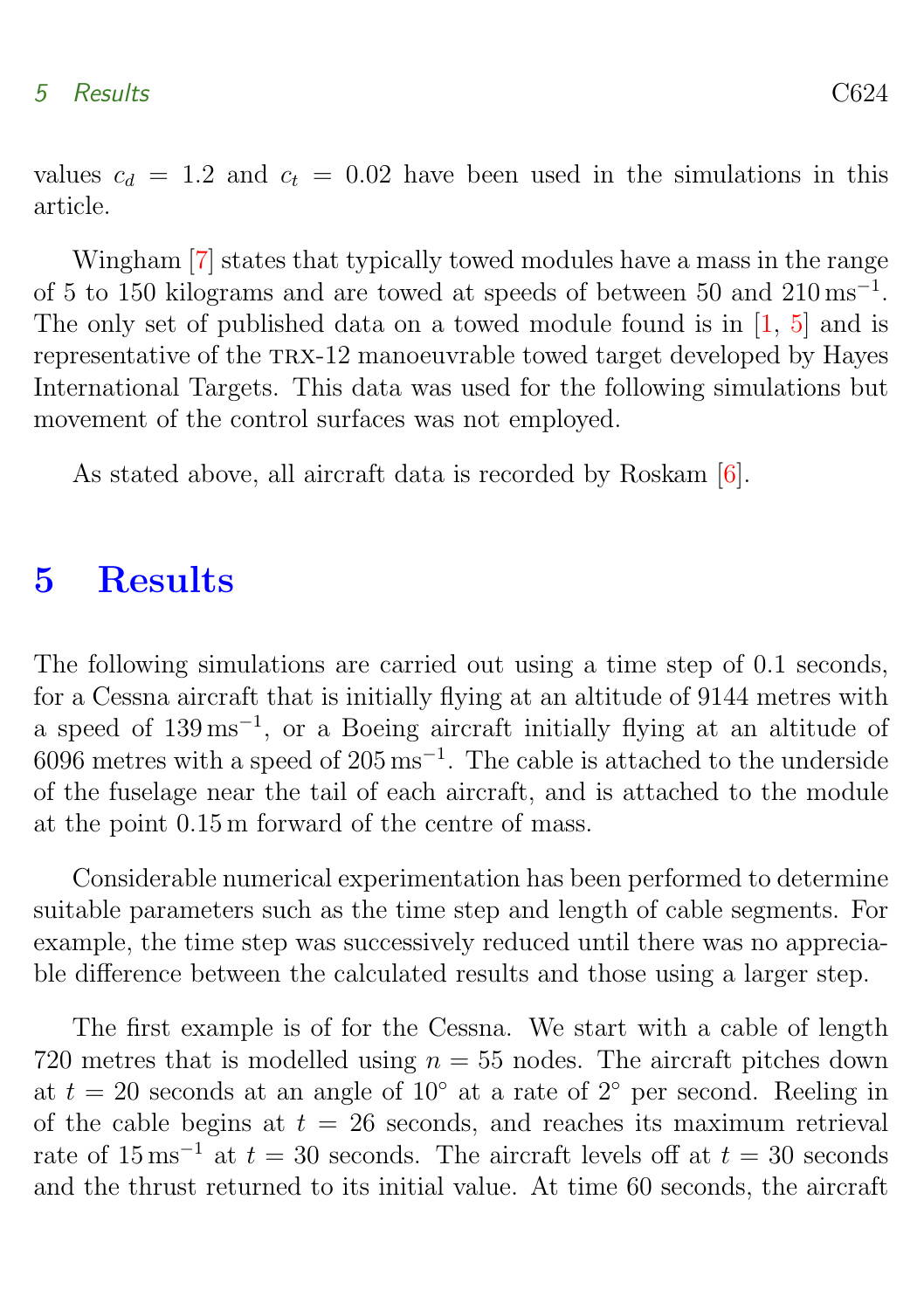values $c_d = 1.2$ and $c_t = 0.02$ have been used in the simulations in this article.

Wingham [7] states that typically towed modules have a mass in the range of 5 to 150 kilograms and are towed at speeds of between 50 and 210 $\mathrm{ms}^{-1}$. The only set of published data on a towed module found is in [1, 5] and is representative of the TRX-12 manoeuvrable towed target developed by Hayes International Targets. This data was used for the following simulations but movement of the control surfaces was not employed.

As stated above, all aircraft data is recorded by Roskam [6].

# 5 Results

The following simulations are carried out using a time step of 0.1 seconds, for a Cessna aircraft that is initially flying at an altitude of 9144 metres with a speed of 139 $\mathrm{ms}^{-1}$, or a Boeing aircraft initially flying at an altitude of 6096 metres with a speed of 205 $\mathrm{ms}^{-1}$. The cable is attached to the underside of the fuselage near the tail of each aircraft, and is attached to the module at the point 0.15 m forward of the centre of mass.

Considerable numerical experimentation has been performed to determine suitable parameters such as the time step and length of cable segments. For example, the time step was successively reduced until there was no appreciable difference between the calculated results and those using a larger step.

The first example is of for the Cessna. We start with a cable of length 720 metres that is modelled using $n = 55$ nodes. The aircraft pitches down at $t = 20$ seconds at an angle of $10°$ at a rate of $2°$ per second. Reeling in of the cable begins at $t = 26$ seconds, and reaches its maximum retrieval rate of 15 $\mathrm{ms}^{-1}$ at $t = 30$ seconds. The aircraft levels off at $t = 30$ seconds and the thrust returned to its initial value. At time 60 seconds, the aircraft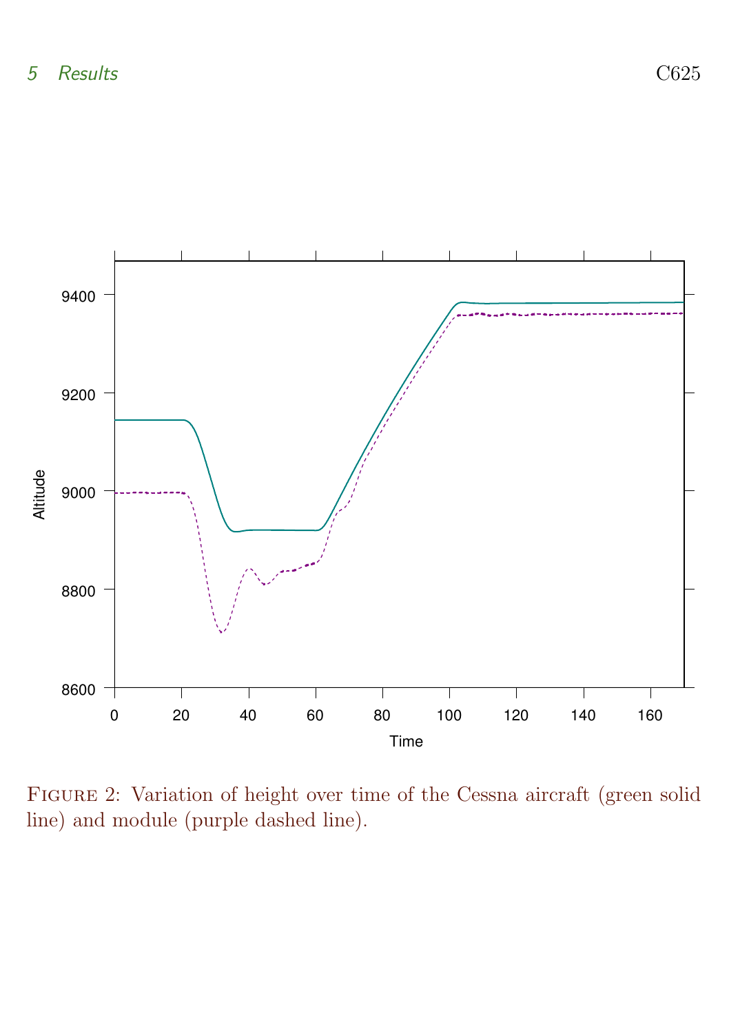FIGURE 2: Variation of height over time of the Cessna aircraft (green solid line) and module (purple dashed line).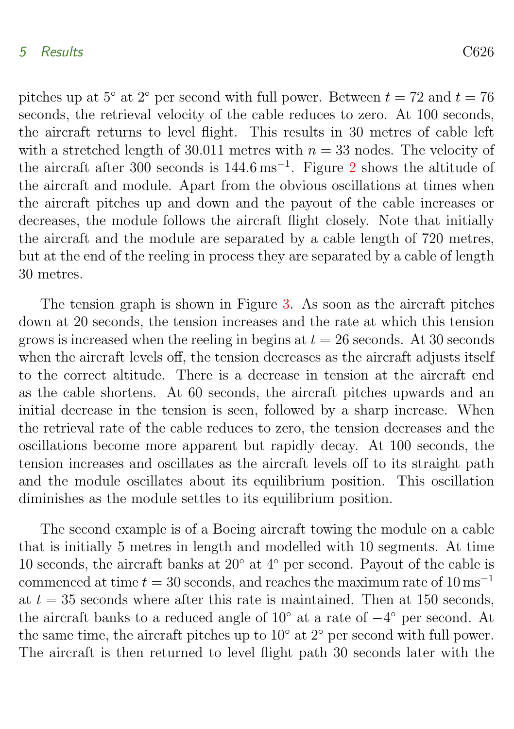pitches up at 5° at 2° per second with full power. Between $t = 72$ and $t = 76$ seconds, the retrieval velocity of the cable reduces to zero. At 100 seconds, the aircraft returns to level flight. This results in 30 metres of cable left with a stretched length of 30.011 metres with $n = 33$ nodes. The velocity of the aircraft after 300 seconds is $144.6\,\mathrm{ms}^{-1}$. Figure 2 shows the altitude of the aircraft and module. Apart from the obvious oscillations at times when the aircraft pitches up and down and the payout of the cable increases or decreases, the module follows the aircraft flight closely. Note that initially the aircraft and the module are separated by a cable length of 720 metres, but at the end of the reeling in process they are separated by a cable of length 30 metres.

The tension graph is shown in Figure 3. As soon as the aircraft pitches down at 20 seconds, the tension increases and the rate at which this tension grows is increased when the reeling in begins at $t = 26$ seconds. At 30 seconds when the aircraft levels off, the tension decreases as the aircraft adjusts itself to the correct altitude. There is a decrease in tension at the aircraft end as the cable shortens. At 60 seconds, the aircraft pitches upwards and an initial decrease in the tension is seen, followed by a sharp increase. When the retrieval rate of the cable reduces to zero, the tension decreases and the oscillations become more apparent but rapidly decay. At 100 seconds, the tension increases and oscillates as the aircraft levels off to its straight path and the module oscillates about its equilibrium position. This oscillation diminishes as the module settles to its equilibrium position.

The second example is of a Boeing aircraft towing the module on a cable that is initially 5 metres in length and modelled with 10 segments. At time 10 seconds, the aircraft banks at 20° at 4° per second. Payout of the cable is commenced at time $t = 30$ seconds, and reaches the maximum rate of $10\,\mathrm{ms}^{-1}$ at $t = 35$ seconds where after this rate is maintained. Then at 150 seconds, the aircraft banks to a reduced angle of 10° at a rate of −4° per second. At the same time, the aircraft pitches up to 10° at 2° per second with full power. The aircraft is then returned to level flight path 30 seconds later with the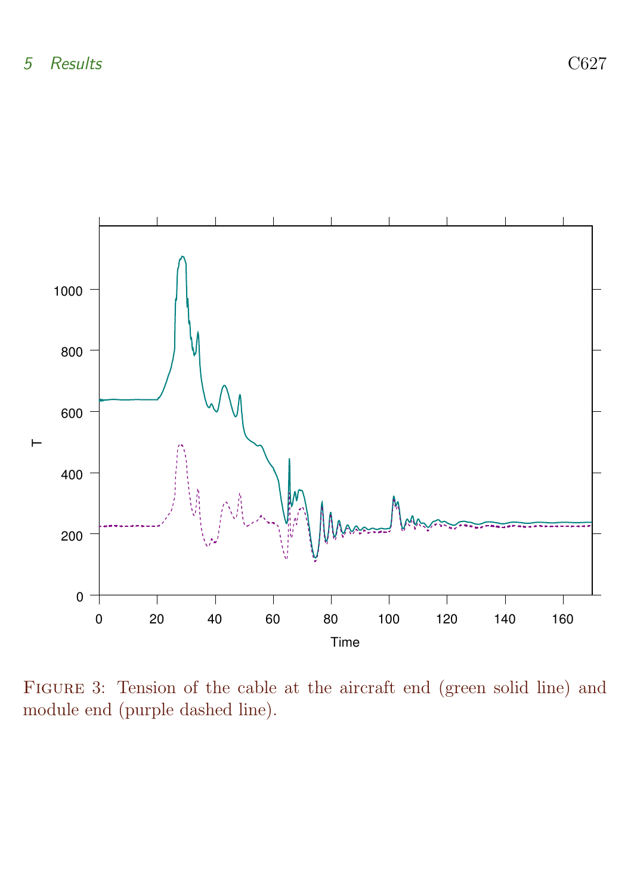Figure 3: Tension of the cable at the aircraft end (green solid line) and module end (purple dashed line).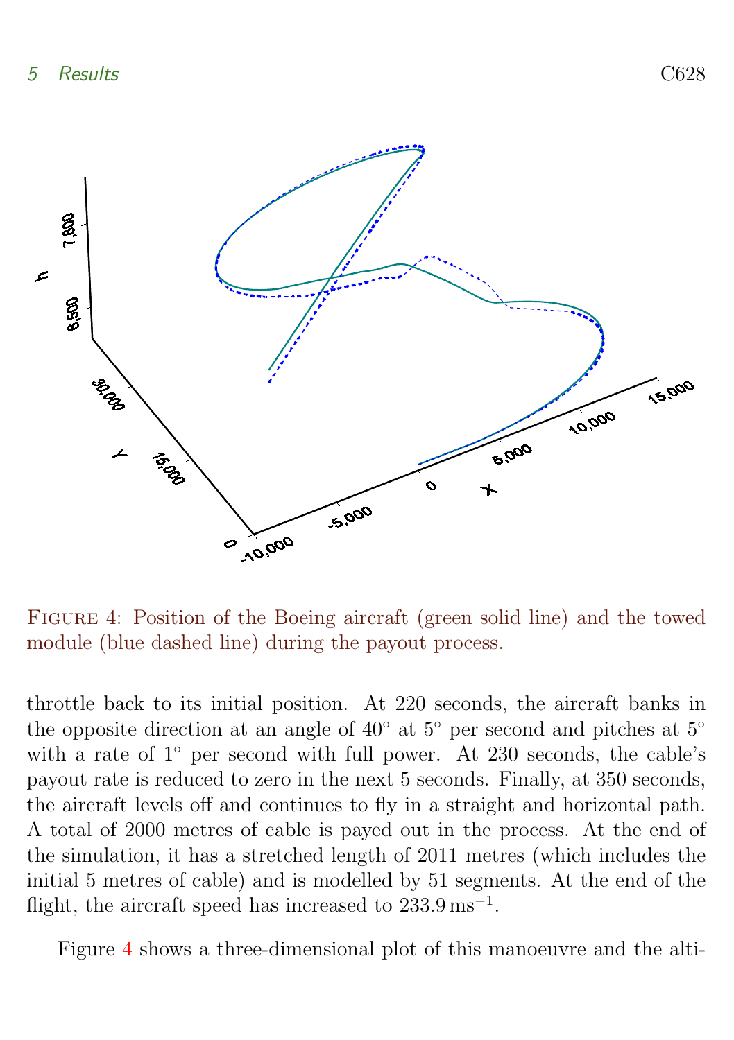Figure 4: Position of the Boeing aircraft (green solid line) and the towed module (blue dashed line) during the payout process.

throttle back to its initial position. At 220 seconds, the aircraft banks in the opposite direction at an angle of 40° at 5° per second and pitches at 5° with a rate of 1° per second with full power. At 230 seconds, the cable's payout rate is reduced to zero in the next 5 seconds. Finally, at 350 seconds, the aircraft levels off and continues to fly in a straight and horizontal path. A total of 2000 metres of cable is payed out in the process. At the end of the simulation, it has a stretched length of 2011 metres (which includes the initial 5 metres of cable) and is modelled by 51 segments. At the end of the flight, the aircraft speed has increased to $233.9\,\mathrm{ms}^{-1}$.

Figure 4 shows a three-dimensional plot of this manoeuvre and the alti-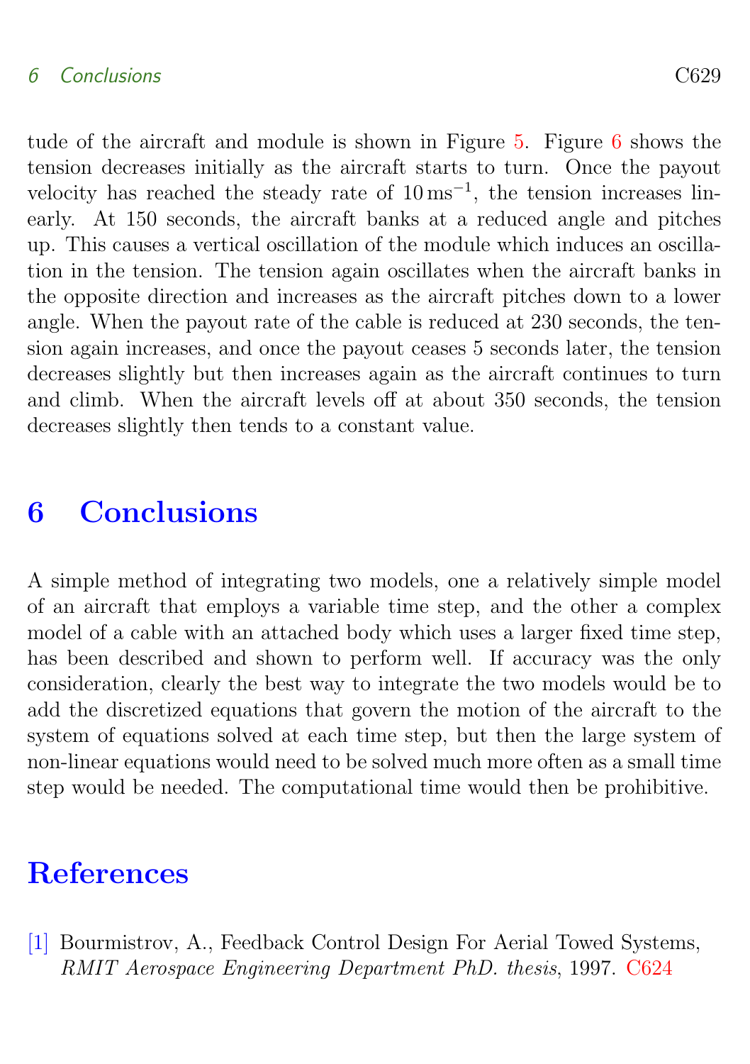tude of the aircraft and module is shown in Figure 5. Figure 6 shows the tension decreases initially as the aircraft starts to turn. Once the payout velocity has reached the steady rate of $10\,\mathrm{ms}^{-1}$, the tension increases linearly. At 150 seconds, the aircraft banks at a reduced angle and pitches up. This causes a vertical oscillation of the module which induces an oscillation in the tension. The tension again oscillates when the aircraft banks in the opposite direction and increases as the aircraft pitches down to a lower angle. When the payout rate of the cable is reduced at 230 seconds, the tension again increases, and once the payout ceases 5 seconds later, the tension decreases slightly but then increases again as the aircraft continues to turn and climb. When the aircraft levels off at about 350 seconds, the tension decreases slightly then tends to a constant value.

# 6 Conclusions

A simple method of integrating two models, one a relatively simple model of an aircraft that employs a variable time step, and the other a complex model of a cable with an attached body which uses a larger fixed time step, has been described and shown to perform well. If accuracy was the only consideration, clearly the best way to integrate the two models would be to add the discretized equations that govern the motion of the aircraft to the system of equations solved at each time step, but then the large system of non-linear equations would need to be solved much more often as a small time step would be needed. The computational time would then be prohibitive.

# References

[1] Bourmistrov, A., Feedback Control Design For Aerial Towed Systems, *RMIT Aerospace Engineering Department PhD. thesis*, 1997. C624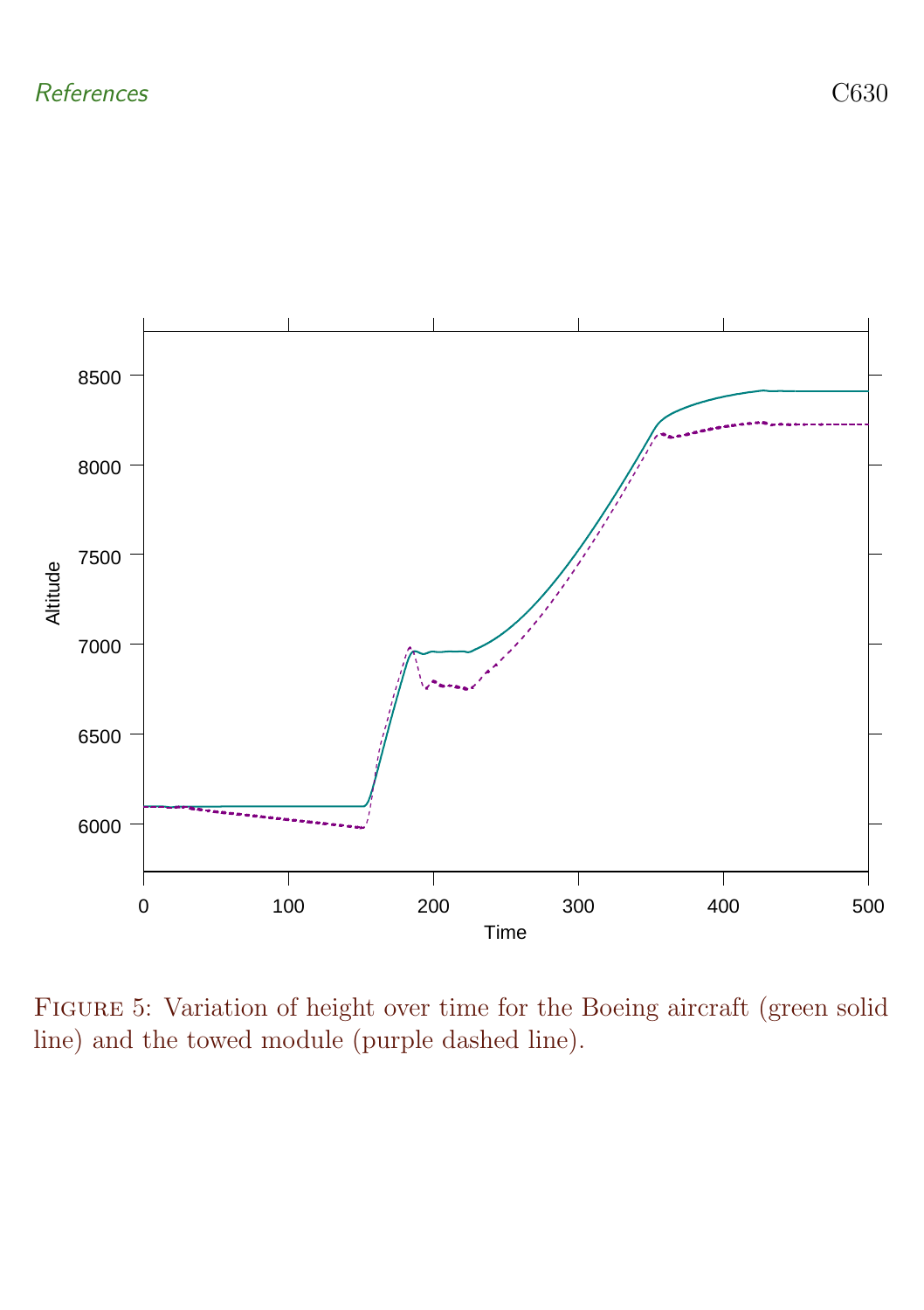Figure 5: Variation of height over time for the Boeing aircraft (green solid line) and the towed module (purple dashed line).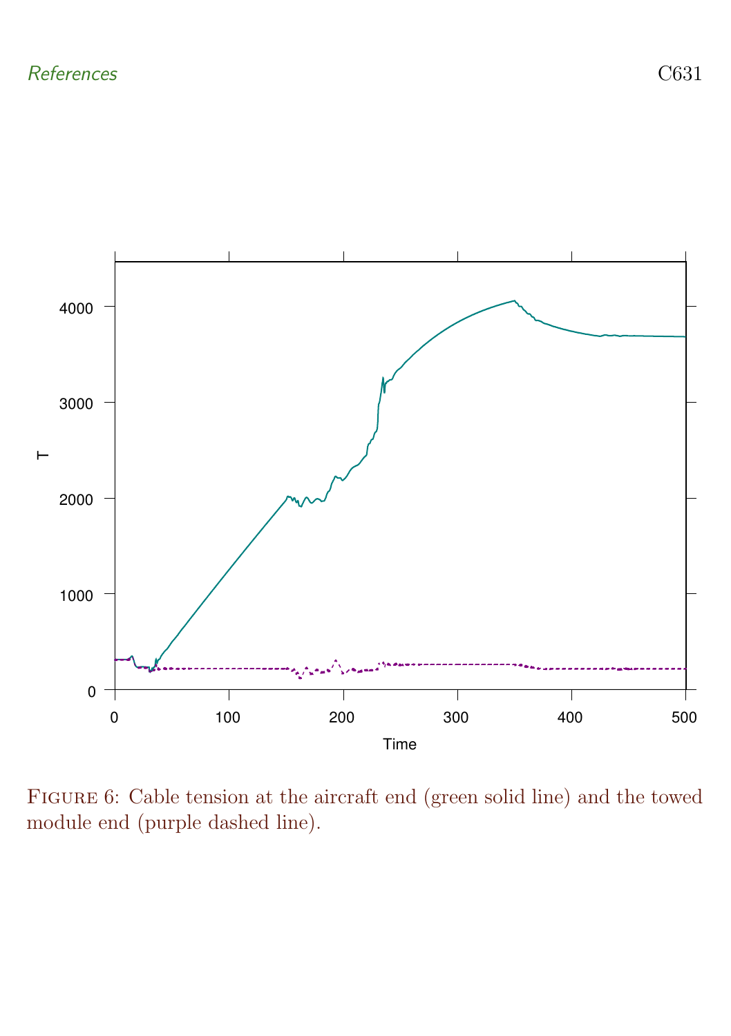Figure 6: Cable tension at the aircraft end (green solid line) and the towed module end (purple dashed line).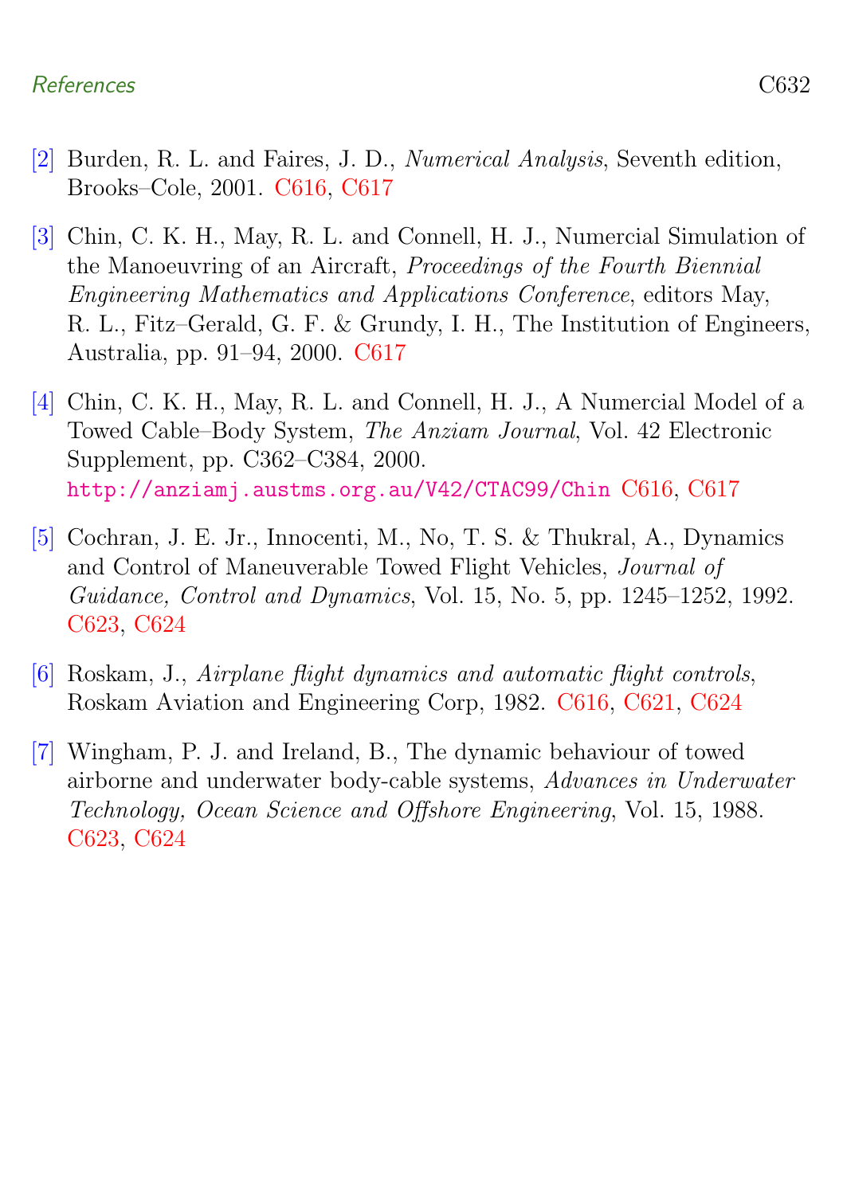[2] Burden, R. L. and Faires, J. D., *Numerical Analysis*, Seventh edition, Brooks–Cole, 2001. C616, C617

[3] Chin, C. K. H., May, R. L. and Connell, H. J., Numercial Simulation of the Manoeuvring of an Aircraft, *Proceedings of the Fourth Biennial Engineering Mathematics and Applications Conference*, editors May, R. L., Fitz–Gerald, G. F. & Grundy, I. H., The Institution of Engineers, Australia, pp. 91–94, 2000. C617

[4] Chin, C. K. H., May, R. L. and Connell, H. J., A Numercial Model of a Towed Cable–Body System, *The Anziam Journal*, Vol. 42 Electronic Supplement, pp. C362–C384, 2000. http://anziamj.austms.org.au/V42/CTAC99/Chin C616, C617

[5] Cochran, J. E. Jr., Innocenti, M., No, T. S. & Thukral, A., Dynamics and Control of Maneuverable Towed Flight Vehicles, *Journal of Guidance, Control and Dynamics*, Vol. 15, No. 5, pp. 1245–1252, 1992. C623, C624

[6] Roskam, J., *Airplane flight dynamics and automatic flight controls*, Roskam Aviation and Engineering Corp, 1982. C616, C621, C624

[7] Wingham, P. J. and Ireland, B., The dynamic behaviour of towed airborne and underwater body-cable systems, *Advances in Underwater Technology, Ocean Science and Offshore Engineering*, Vol. 15, 1988. C623, C624